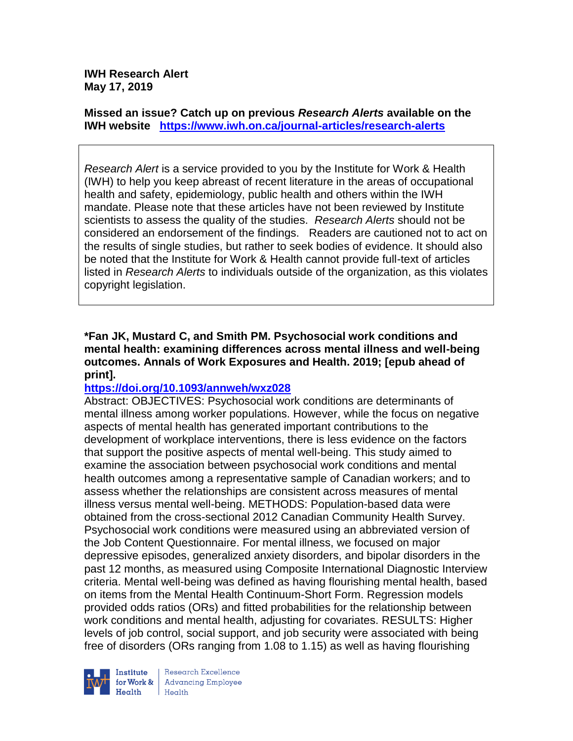**IWH Research Alert**
**May 17, 2019**

**Missed an issue? Catch up on previous *Research Alerts* available on the IWH website** **https://www.iwh.on.ca/journal-articles/research-alerts**

*Research Alert* is a service provided to you by the Institute for Work & Health (IWH) to help you keep abreast of recent literature in the areas of occupational health and safety, epidemiology, public health and others within the IWH mandate. Please note that these articles have not been reviewed by Institute scientists to assess the quality of the studies. *Research Alerts* should not be considered an endorsement of the findings. Readers are cautioned not to act on the results of single studies, but rather to seek bodies of evidence. It should also be noted that the Institute for Work & Health cannot provide full-text of articles listed in *Research Alerts* to individuals outside of the organization, as this violates copyright legislation.

**\*Fan JK, Mustard C, and Smith PM. Psychosocial work conditions and mental health: examining differences across mental illness and well-being outcomes. Annals of Work Exposures and Health. 2019; [epub ahead of print].**

**https://doi.org/10.1093/annweh/wxz028**

Abstract: OBJECTIVES: Psychosocial work conditions are determinants of mental illness among worker populations. However, while the focus on negative aspects of mental health has generated important contributions to the development of workplace interventions, there is less evidence on the factors that support the positive aspects of mental well-being. This study aimed to examine the association between psychosocial work conditions and mental health outcomes among a representative sample of Canadian workers; and to assess whether the relationships are consistent across measures of mental illness versus mental well-being. METHODS: Population-based data were obtained from the cross-sectional 2012 Canadian Community Health Survey. Psychosocial work conditions were measured using an abbreviated version of the Job Content Questionnaire. For mental illness, we focused on major depressive episodes, generalized anxiety disorders, and bipolar disorders in the past 12 months, as measured using Composite International Diagnostic Interview criteria. Mental well-being was defined as having flourishing mental health, based on items from the Mental Health Continuum-Short Form. Regression models provided odds ratios (ORs) and fitted probabilities for the relationship between work conditions and mental health, adjusting for covariates. RESULTS: Higher levels of job control, social support, and job security were associated with being free of disorders (ORs ranging from 1.08 to 1.15) as well as having flourishing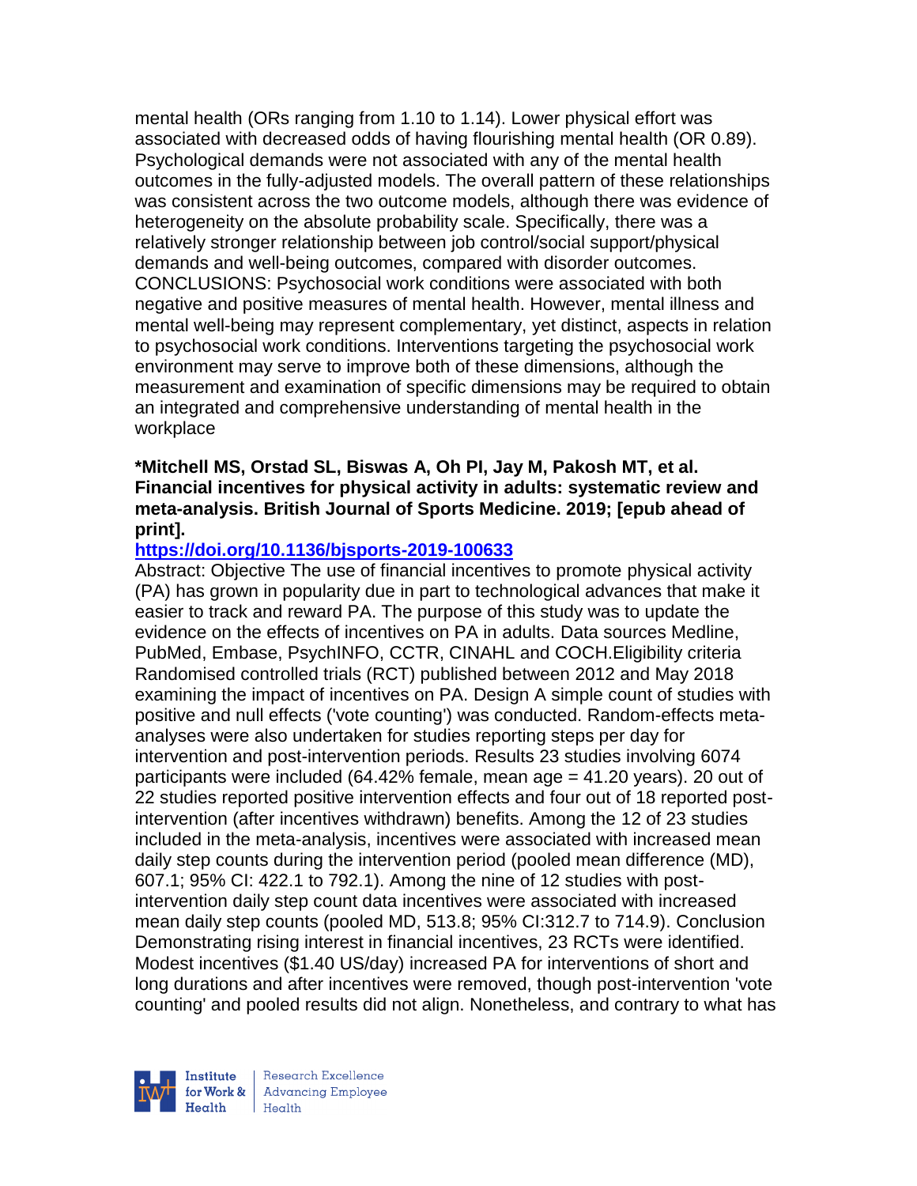mental health (ORs ranging from 1.10 to 1.14). Lower physical effort was associated with decreased odds of having flourishing mental health (OR 0.89). Psychological demands were not associated with any of the mental health outcomes in the fully-adjusted models. The overall pattern of these relationships was consistent across the two outcome models, although there was evidence of heterogeneity on the absolute probability scale. Specifically, there was a relatively stronger relationship between job control/social support/physical demands and well-being outcomes, compared with disorder outcomes. CONCLUSIONS: Psychosocial work conditions were associated with both negative and positive measures of mental health. However, mental illness and mental well-being may represent complementary, yet distinct, aspects in relation to psychosocial work conditions. Interventions targeting the psychosocial work environment may serve to improve both of these dimensions, although the measurement and examination of specific dimensions may be required to obtain an integrated and comprehensive understanding of mental health in the workplace

**\*Mitchell MS, Orstad SL, Biswas A, Oh PI, Jay M, Pakosh MT, et al. Financial incentives for physical activity in adults: systematic review and meta-analysis. British Journal of Sports Medicine. 2019; [epub ahead of print].**

**https://doi.org/10.1136/bjsports-2019-100633**

Abstract: Objective The use of financial incentives to promote physical activity (PA) has grown in popularity due in part to technological advances that make it easier to track and reward PA. The purpose of this study was to update the evidence on the effects of incentives on PA in adults. Data sources Medline, PubMed, Embase, PsychINFO, CCTR, CINAHL and COCH.Eligibility criteria Randomised controlled trials (RCT) published between 2012 and May 2018 examining the impact of incentives on PA. Design A simple count of studies with positive and null effects ('vote counting') was conducted. Random-effects meta-analyses were also undertaken for studies reporting steps per day for intervention and post-intervention periods. Results 23 studies involving 6074 participants were included (64.42% female, mean age = 41.20 years). 20 out of 22 studies reported positive intervention effects and four out of 18 reported post-intervention (after incentives withdrawn) benefits. Among the 12 of 23 studies included in the meta-analysis, incentives were associated with increased mean daily step counts during the intervention period (pooled mean difference (MD), 607.1; 95% CI: 422.1 to 792.1). Among the nine of 12 studies with post-intervention daily step count data incentives were associated with increased mean daily step counts (pooled MD, 513.8; 95% CI:312.7 to 714.9). Conclusion Demonstrating rising interest in financial incentives, 23 RCTs were identified. Modest incentives ($1.40 US/day) increased PA for interventions of short and long durations and after incentives were removed, though post-intervention 'vote counting' and pooled results did not align. Nonetheless, and contrary to what has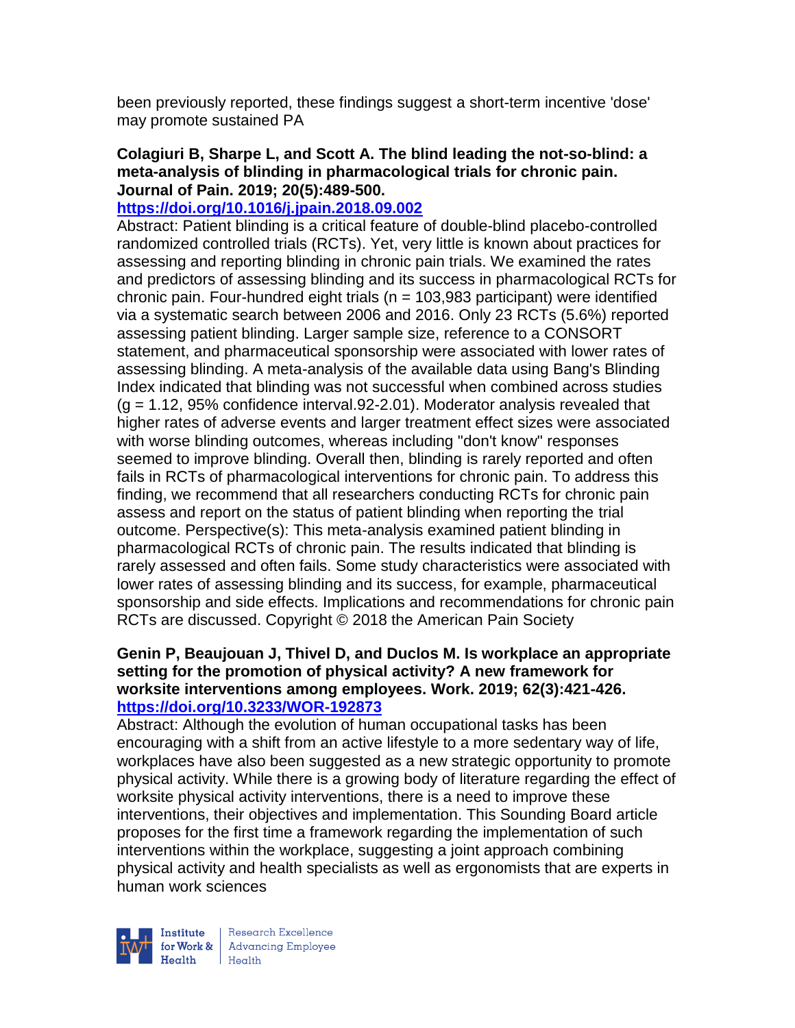been previously reported, these findings suggest a short-term incentive 'dose' may promote sustained PA

**Colagiuri B, Sharpe L, and Scott A. The blind leading the not-so-blind: a meta-analysis of blinding in pharmacological trials for chronic pain. Journal of Pain. 2019; 20(5):489-500.**
**https://doi.org/10.1016/j.jpain.2018.09.002**
Abstract: Patient blinding is a critical feature of double-blind placebo-controlled randomized controlled trials (RCTs). Yet, very little is known about practices for assessing and reporting blinding in chronic pain trials. We examined the rates and predictors of assessing blinding and its success in pharmacological RCTs for chronic pain. Four-hundred eight trials (n = 103,983 participant) were identified via a systematic search between 2006 and 2016. Only 23 RCTs (5.6%) reported assessing patient blinding. Larger sample size, reference to a CONSORT statement, and pharmaceutical sponsorship were associated with lower rates of assessing blinding. A meta-analysis of the available data using Bang's Blinding Index indicated that blinding was not successful when combined across studies (g = 1.12, 95% confidence interval.92-2.01). Moderator analysis revealed that higher rates of adverse events and larger treatment effect sizes were associated with worse blinding outcomes, whereas including "don't know" responses seemed to improve blinding. Overall then, blinding is rarely reported and often fails in RCTs of pharmacological interventions for chronic pain. To address this finding, we recommend that all researchers conducting RCTs for chronic pain assess and report on the status of patient blinding when reporting the trial outcome. Perspective(s): This meta-analysis examined patient blinding in pharmacological RCTs of chronic pain. The results indicated that blinding is rarely assessed and often fails. Some study characteristics were associated with lower rates of assessing blinding and its success, for example, pharmaceutical sponsorship and side effects. Implications and recommendations for chronic pain RCTs are discussed. Copyright © 2018 the American Pain Society

**Genin P, Beaujouan J, Thivel D, and Duclos M. Is workplace an appropriate setting for the promotion of physical activity? A new framework for worksite interventions among employees. Work. 2019; 62(3):421-426.**
**https://doi.org/10.3233/WOR-192873**
Abstract: Although the evolution of human occupational tasks has been encouraging with a shift from an active lifestyle to a more sedentary way of life, workplaces have also been suggested as a new strategic opportunity to promote physical activity. While there is a growing body of literature regarding the effect of worksite physical activity interventions, there is a need to improve these interventions, their objectives and implementation. This Sounding Board article proposes for the first time a framework regarding the implementation of such interventions within the workplace, suggesting a joint approach combining physical activity and health specialists as well as ergonomists that are experts in human work sciences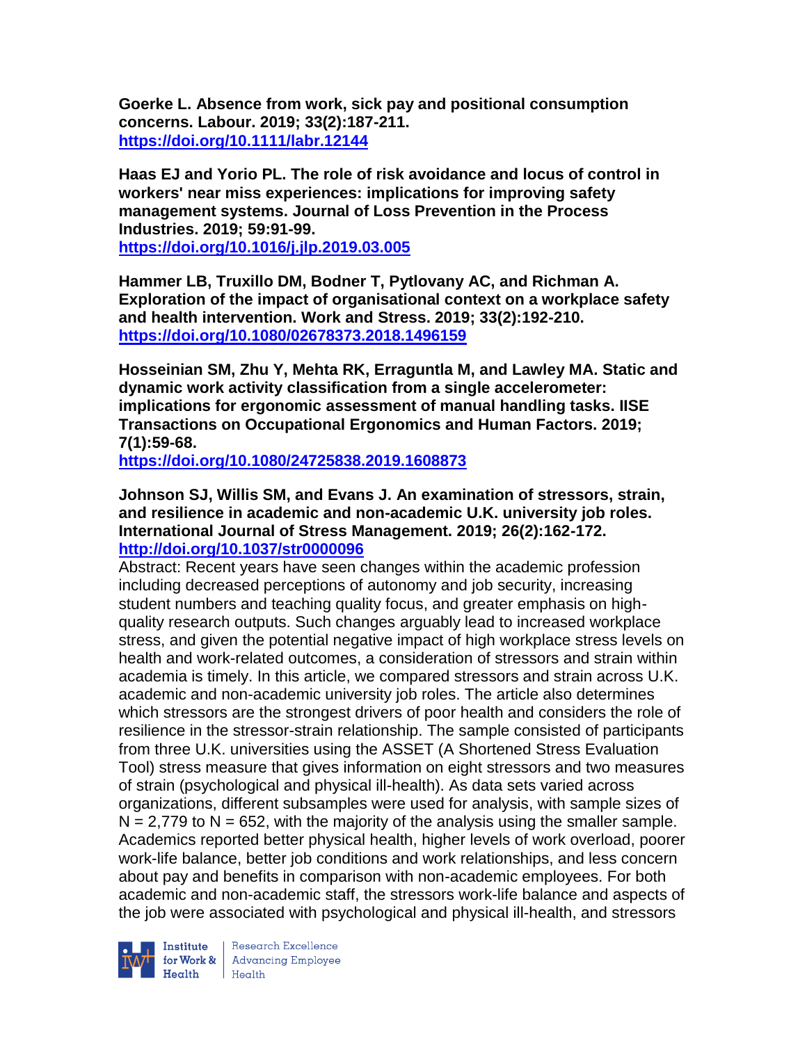**Goerke L. Absence from work, sick pay and positional consumption concerns. Labour. 2019; 33(2):187-211.**
**https://doi.org/10.1111/labr.12144**

**Haas EJ and Yorio PL. The role of risk avoidance and locus of control in workers' near miss experiences: implications for improving safety management systems. Journal of Loss Prevention in the Process Industries. 2019; 59:91-99.**
**https://doi.org/10.1016/j.jlp.2019.03.005**

**Hammer LB, Truxillo DM, Bodner T, Pytlovany AC, and Richman A. Exploration of the impact of organisational context on a workplace safety and health intervention. Work and Stress. 2019; 33(2):192-210.**
**https://doi.org/10.1080/02678373.2018.1496159**

**Hosseinian SM, Zhu Y, Mehta RK, Erraguntla M, and Lawley MA. Static and dynamic work activity classification from a single accelerometer: implications for ergonomic assessment of manual handling tasks. IISE Transactions on Occupational Ergonomics and Human Factors. 2019; 7(1):59-68.**
**https://doi.org/10.1080/24725838.2019.1608873**

**Johnson SJ, Willis SM, and Evans J. An examination of stressors, strain, and resilience in academic and non-academic U.K. university job roles. International Journal of Stress Management. 2019; 26(2):162-172.**
**http://doi.org/10.1037/str0000096**

Abstract: Recent years have seen changes within the academic profession including decreased perceptions of autonomy and job security, increasing student numbers and teaching quality focus, and greater emphasis on high-quality research outputs. Such changes arguably lead to increased workplace stress, and given the potential negative impact of high workplace stress levels on health and work-related outcomes, a consideration of stressors and strain within academia is timely. In this article, we compared stressors and strain across U.K. academic and non-academic university job roles. The article also determines which stressors are the strongest drivers of poor health and considers the role of resilience in the stressor-strain relationship. The sample consisted of participants from three U.K. universities using the ASSET (A Shortened Stress Evaluation Tool) stress measure that gives information on eight stressors and two measures of strain (psychological and physical ill-health). As data sets varied across organizations, different subsamples were used for analysis, with sample sizes of N = 2,779 to N = 652, with the majority of the analysis using the smaller sample. Academics reported better physical health, higher levels of work overload, poorer work-life balance, better job conditions and work relationships, and less concern about pay and benefits in comparison with non-academic employees. For both academic and non-academic staff, the stressors work-life balance and aspects of the job were associated with psychological and physical ill-health, and stressors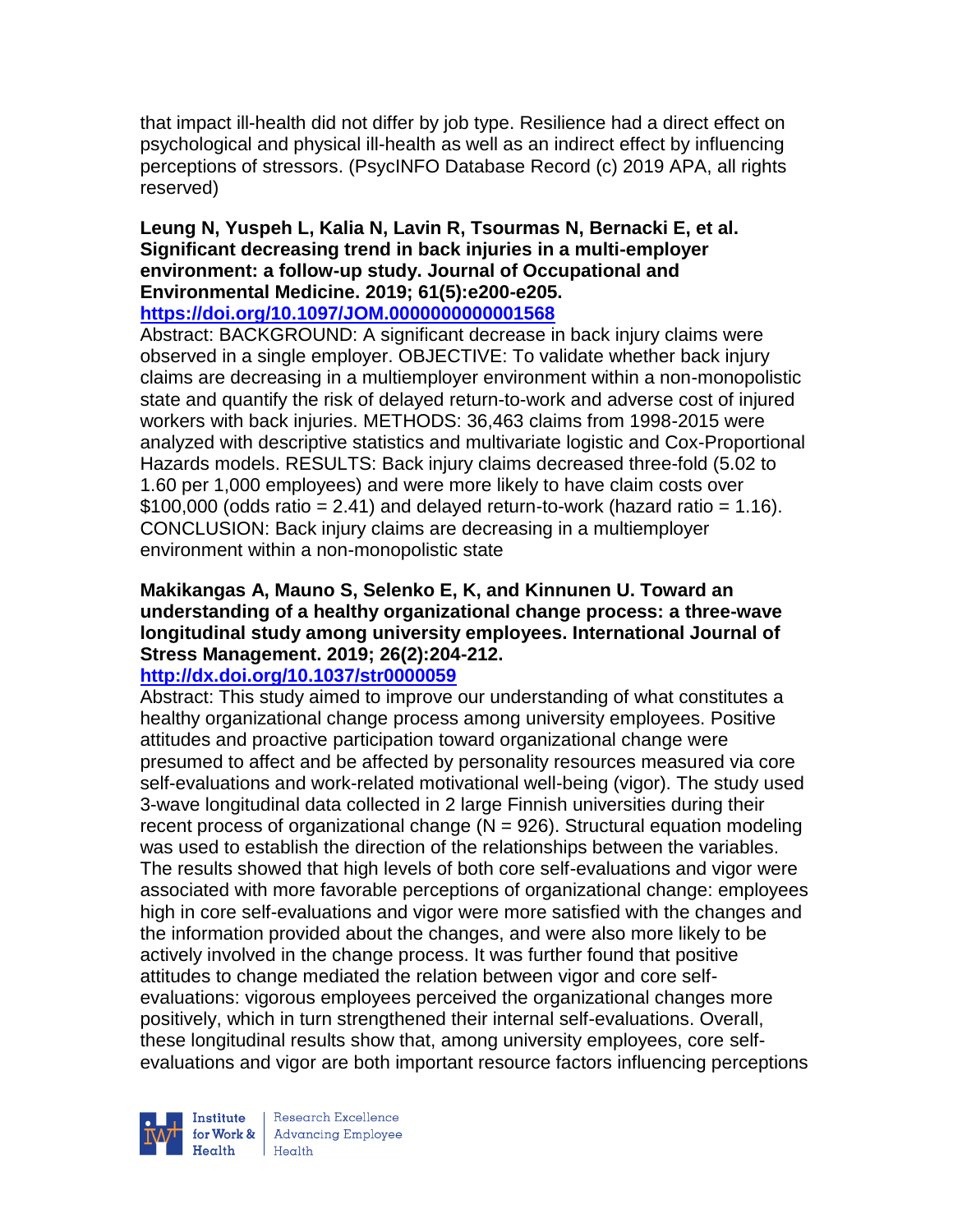that impact ill-health did not differ by job type. Resilience had a direct effect on psychological and physical ill-health as well as an indirect effect by influencing perceptions of stressors. (PsycINFO Database Record (c) 2019 APA, all rights reserved)

**Leung N, Yuspeh L, Kalia N, Lavin R, Tsourmas N, Bernacki E, et al. Significant decreasing trend in back injuries in a multi-employer environment: a follow-up study. Journal of Occupational and Environmental Medicine. 2019; 61(5):e200-e205.**
**https://doi.org/10.1097/JOM.0000000000001568**

Abstract: BACKGROUND: A significant decrease in back injury claims were observed in a single employer. OBJECTIVE: To validate whether back injury claims are decreasing in a multiemployer environment within a non-monopolistic state and quantify the risk of delayed return-to-work and adverse cost of injured workers with back injuries. METHODS: 36,463 claims from 1998-2015 were analyzed with descriptive statistics and multivariate logistic and Cox-Proportional Hazards models. RESULTS: Back injury claims decreased three-fold (5.02 to 1.60 per 1,000 employees) and were more likely to have claim costs over $100,000 (odds ratio = 2.41) and delayed return-to-work (hazard ratio = 1.16). CONCLUSION: Back injury claims are decreasing in a multiemployer environment within a non-monopolistic state

**Makikangas A, Mauno S, Selenko E, K, and Kinnunen U. Toward an understanding of a healthy organizational change process: a three-wave longitudinal study among university employees. International Journal of Stress Management. 2019; 26(2):204-212.**
**http://dx.doi.org/10.1037/str0000059**

Abstract: This study aimed to improve our understanding of what constitutes a healthy organizational change process among university employees. Positive attitudes and proactive participation toward organizational change were presumed to affect and be affected by personality resources measured via core self-evaluations and work-related motivational well-being (vigor). The study used 3-wave longitudinal data collected in 2 large Finnish universities during their recent process of organizational change (N = 926). Structural equation modeling was used to establish the direction of the relationships between the variables. The results showed that high levels of both core self-evaluations and vigor were associated with more favorable perceptions of organizational change: employees high in core self-evaluations and vigor were more satisfied with the changes and the information provided about the changes, and were also more likely to be actively involved in the change process. It was further found that positive attitudes to change mediated the relation between vigor and core self-evaluations: vigorous employees perceived the organizational changes more positively, which in turn strengthened their internal self-evaluations. Overall, these longitudinal results show that, among university employees, core self-evaluations and vigor are both important resource factors influencing perceptions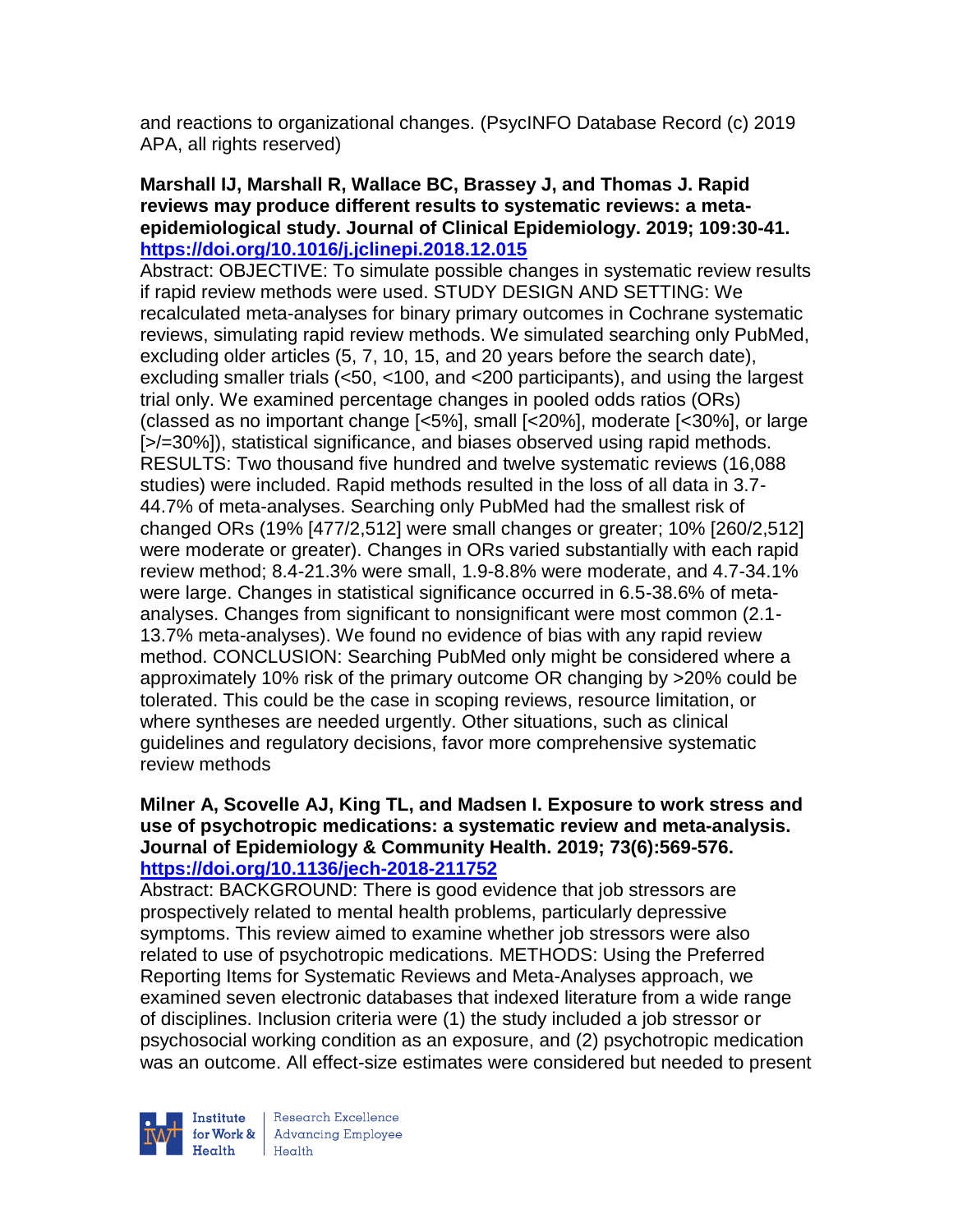and reactions to organizational changes. (PsycINFO Database Record (c) 2019 APA, all rights reserved)

**Marshall IJ, Marshall R, Wallace BC, Brassey J, and Thomas J. Rapid reviews may produce different results to systematic reviews: a meta-epidemiological study. Journal of Clinical Epidemiology. 2019; 109:30-41. https://doi.org/10.1016/j.jclinepi.2018.12.015**

Abstract: OBJECTIVE: To simulate possible changes in systematic review results if rapid review methods were used. STUDY DESIGN AND SETTING: We recalculated meta-analyses for binary primary outcomes in Cochrane systematic reviews, simulating rapid review methods. We simulated searching only PubMed, excluding older articles (5, 7, 10, 15, and 20 years before the search date), excluding smaller trials (<50, <100, and <200 participants), and using the largest trial only. We examined percentage changes in pooled odds ratios (ORs) (classed as no important change [<5%], small [<20%], moderate [<30%], or large [>/=30%]), statistical significance, and biases observed using rapid methods. RESULTS: Two thousand five hundred and twelve systematic reviews (16,088 studies) were included. Rapid methods resulted in the loss of all data in 3.7-44.7% of meta-analyses. Searching only PubMed had the smallest risk of changed ORs (19% [477/2,512] were small changes or greater; 10% [260/2,512] were moderate or greater). Changes in ORs varied substantially with each rapid review method; 8.4-21.3% were small, 1.9-8.8% were moderate, and 4.7-34.1% were large. Changes in statistical significance occurred in 6.5-38.6% of meta-analyses. Changes from significant to nonsignificant were most common (2.1-13.7% meta-analyses). We found no evidence of bias with any rapid review method. CONCLUSION: Searching PubMed only might be considered where a approximately 10% risk of the primary outcome OR changing by >20% could be tolerated. This could be the case in scoping reviews, resource limitation, or where syntheses are needed urgently. Other situations, such as clinical guidelines and regulatory decisions, favor more comprehensive systematic review methods

**Milner A, Scovelle AJ, King TL, and Madsen I. Exposure to work stress and use of psychotropic medications: a systematic review and meta-analysis. Journal of Epidemiology & Community Health. 2019; 73(6):569-576. https://doi.org/10.1136/jech-2018-211752**

Abstract: BACKGROUND: There is good evidence that job stressors are prospectively related to mental health problems, particularly depressive symptoms. This review aimed to examine whether job stressors were also related to use of psychotropic medications. METHODS: Using the Preferred Reporting Items for Systematic Reviews and Meta-Analyses approach, we examined seven electronic databases that indexed literature from a wide range of disciplines. Inclusion criteria were (1) the study included a job stressor or psychosocial working condition as an exposure, and (2) psychotropic medication was an outcome. All effect-size estimates were considered but needed to present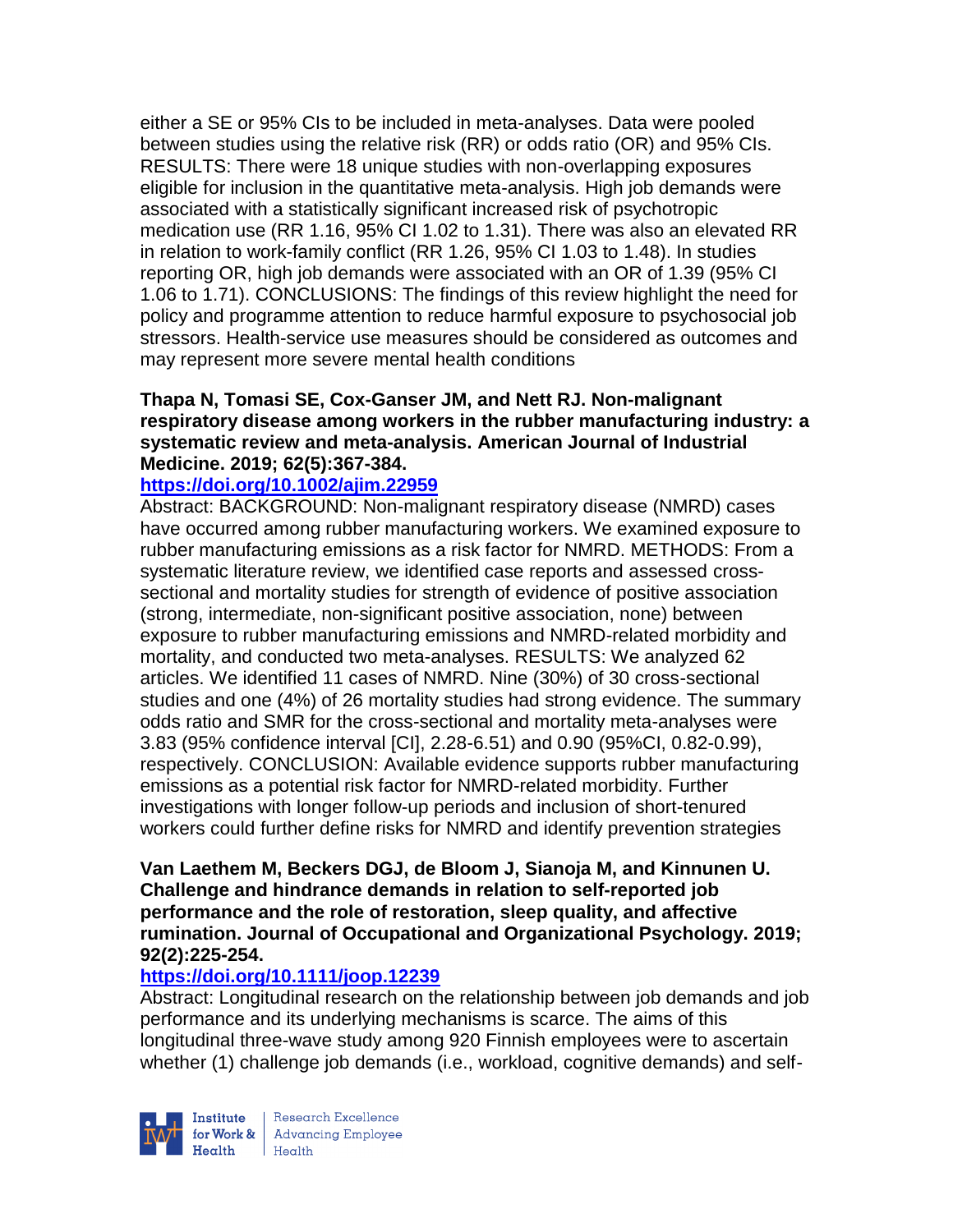either a SE or 95% CIs to be included in meta-analyses. Data were pooled between studies using the relative risk (RR) or odds ratio (OR) and 95% CIs. RESULTS: There were 18 unique studies with non-overlapping exposures eligible for inclusion in the quantitative meta-analysis. High job demands were associated with a statistically significant increased risk of psychotropic medication use (RR 1.16, 95% CI 1.02 to 1.31). There was also an elevated RR in relation to work-family conflict (RR 1.26, 95% CI 1.03 to 1.48). In studies reporting OR, high job demands were associated with an OR of 1.39 (95% CI 1.06 to 1.71). CONCLUSIONS: The findings of this review highlight the need for policy and programme attention to reduce harmful exposure to psychosocial job stressors. Health-service use measures should be considered as outcomes and may represent more severe mental health conditions

**Thapa N, Tomasi SE, Cox-Ganser JM, and Nett RJ. Non-malignant respiratory disease among workers in the rubber manufacturing industry: a systematic review and meta-analysis. American Journal of Industrial Medicine. 2019; 62(5):367-384.**

**https://doi.org/10.1002/ajim.22959**

Abstract: BACKGROUND: Non-malignant respiratory disease (NMRD) cases have occurred among rubber manufacturing workers. We examined exposure to rubber manufacturing emissions as a risk factor for NMRD. METHODS: From a systematic literature review, we identified case reports and assessed cross-sectional and mortality studies for strength of evidence of positive association (strong, intermediate, non-significant positive association, none) between exposure to rubber manufacturing emissions and NMRD-related morbidity and mortality, and conducted two meta-analyses. RESULTS: We analyzed 62 articles. We identified 11 cases of NMRD. Nine (30%) of 30 cross-sectional studies and one (4%) of 26 mortality studies had strong evidence. The summary odds ratio and SMR for the cross-sectional and mortality meta-analyses were 3.83 (95% confidence interval [CI], 2.28-6.51) and 0.90 (95%CI, 0.82-0.99), respectively. CONCLUSION: Available evidence supports rubber manufacturing emissions as a potential risk factor for NMRD-related morbidity. Further investigations with longer follow-up periods and inclusion of short-tenured workers could further define risks for NMRD and identify prevention strategies

**Van Laethem M, Beckers DGJ, de Bloom J, Sianoja M, and Kinnunen U. Challenge and hindrance demands in relation to self-reported job performance and the role of restoration, sleep quality, and affective rumination. Journal of Occupational and Organizational Psychology. 2019; 92(2):225-254.**

**https://doi.org/10.1111/joop.12239**

Abstract: Longitudinal research on the relationship between job demands and job performance and its underlying mechanisms is scarce. The aims of this longitudinal three-wave study among 920 Finnish employees were to ascertain whether (1) challenge job demands (i.e., workload, cognitive demands) and self-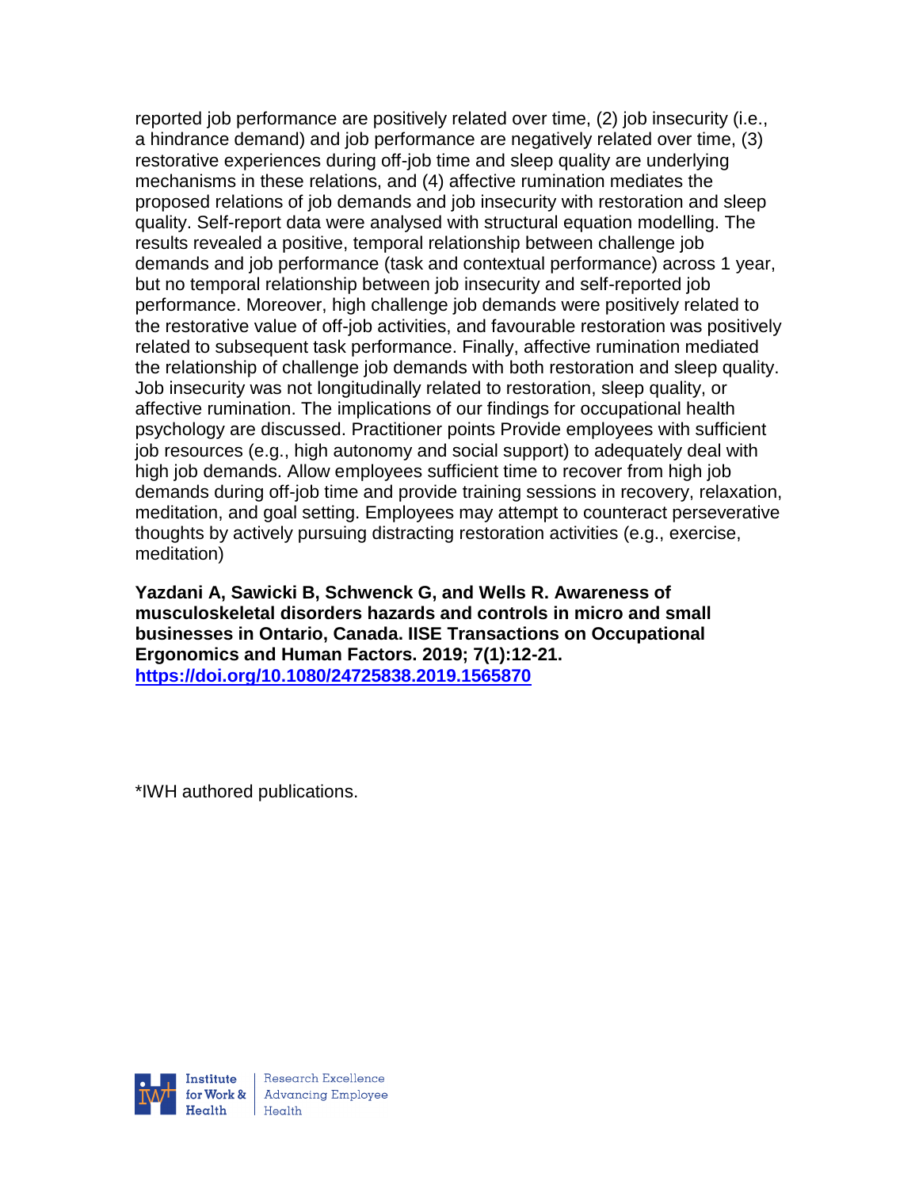reported job performance are positively related over time, (2) job insecurity (i.e., a hindrance demand) and job performance are negatively related over time, (3) restorative experiences during off-job time and sleep quality are underlying mechanisms in these relations, and (4) affective rumination mediates the proposed relations of job demands and job insecurity with restoration and sleep quality. Self-report data were analysed with structural equation modelling. The results revealed a positive, temporal relationship between challenge job demands and job performance (task and contextual performance) across 1 year, but no temporal relationship between job insecurity and self-reported job performance. Moreover, high challenge job demands were positively related to the restorative value of off-job activities, and favourable restoration was positively related to subsequent task performance. Finally, affective rumination mediated the relationship of challenge job demands with both restoration and sleep quality. Job insecurity was not longitudinally related to restoration, sleep quality, or affective rumination. The implications of our findings for occupational health psychology are discussed. Practitioner points Provide employees with sufficient job resources (e.g., high autonomy and social support) to adequately deal with high job demands. Allow employees sufficient time to recover from high job demands during off-job time and provide training sessions in recovery, relaxation, meditation, and goal setting. Employees may attempt to counteract perseverative thoughts by actively pursuing distracting restoration activities (e.g., exercise, meditation)

**Yazdani A, Sawicki B, Schwenck G, and Wells R. Awareness of musculoskeletal disorders hazards and controls in micro and small businesses in Ontario, Canada. IISE Transactions on Occupational Ergonomics and Human Factors. 2019; 7(1):12-21. [https://doi.org/10.1080/24725838.2019.1565870](https://doi.org/10.1080/24725838.2019.1565870)**

*IWH authored publications.